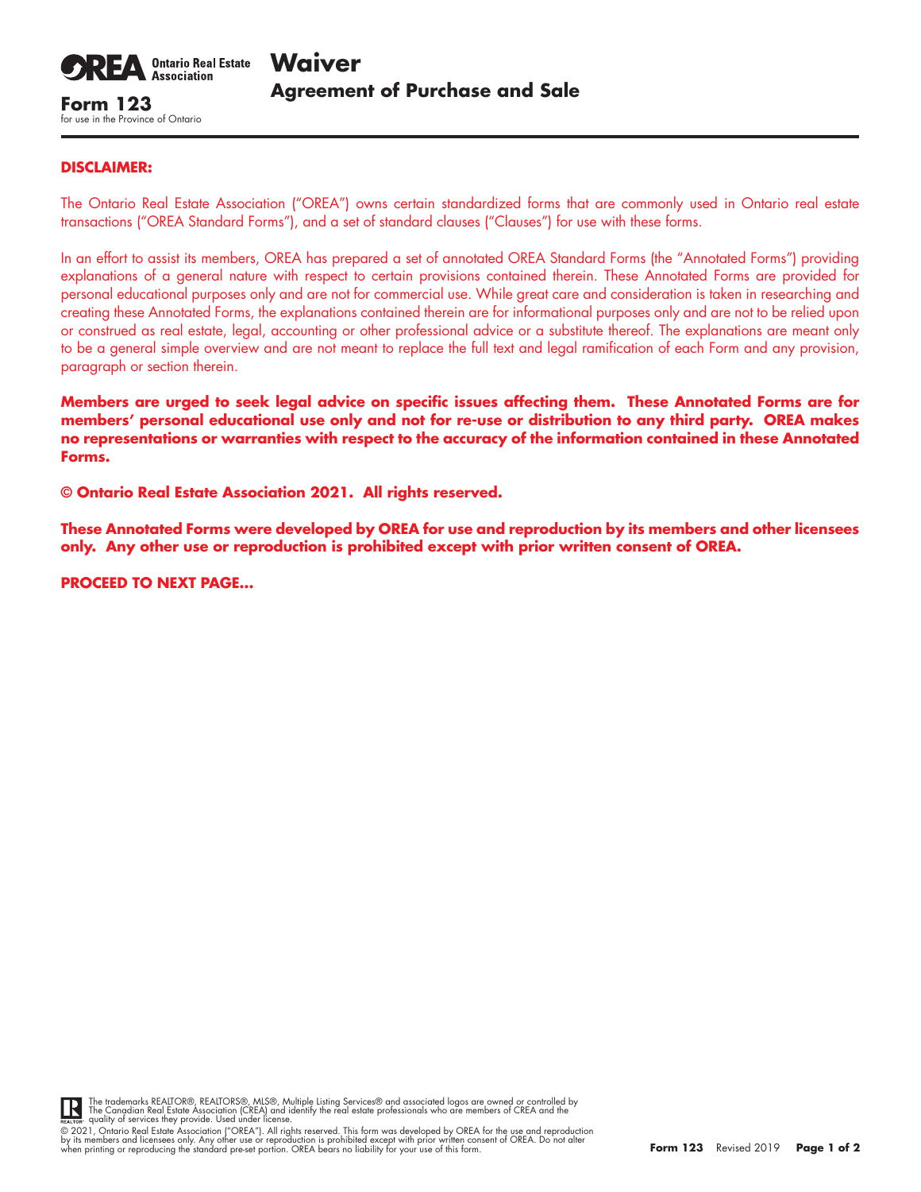**OREA** Ontario Real Estate Association

**Form 123**
for use in the Province of Ontario

# Waiver
## Agreement of Purchase and Sale

**DISCLAIMER:**

The Ontario Real Estate Association ("OREA") owns certain standardized forms that are commonly used in Ontario real estate transactions ("OREA Standard Forms"), and a set of standard clauses ("Clauses") for use with these forms.

In an effort to assist its members, OREA has prepared a set of annotated OREA Standard Forms (the "Annotated Forms") providing explanations of a general nature with respect to certain provisions contained therein. These Annotated Forms are provided for personal educational purposes only and are not for commercial use. While great care and consideration is taken in researching and creating these Annotated Forms, the explanations contained therein are for informational purposes only and are not to be relied upon or construed as real estate, legal, accounting or other professional advice or a substitute thereof. The explanations are meant only to be a general simple overview and are not meant to replace the full text and legal ramification of each Form and any provision, paragraph or section therein.

**Members are urged to seek legal advice on specific issues affecting them. These Annotated Forms are for members' personal educational use only and not for re-use or distribution to any third party. OREA makes no representations or warranties with respect to the accuracy of the information contained in these Annotated Forms.**

**© Ontario Real Estate Association 2021. All rights reserved.**

**These Annotated Forms were developed by OREA for use and reproduction by its members and other licensees only. Any other use or reproduction is prohibited except with prior written consent of OREA.**

**PROCEED TO NEXT PAGE...**

The trademarks REALTOR®, REALTORS®, MLS®, Multiple Listing Services® and associated logos are owned or controlled by The Canadian Real Estate Association (CREA) and identify the real estate professionals who are members of CREA and the quality of services they provide. Used under license.

© 2021, Ontario Real Estate Association ("OREA"). All rights reserved. This form was developed by OREA for the use and reproduction by its members and licensees only. Any other use or reproduction is prohibited except with prior written consent of OREA. Do not alter when printing or reproducing the standard pre-set portion. OREA bears no liability for your use of this form.

**Form 123** Revised 2019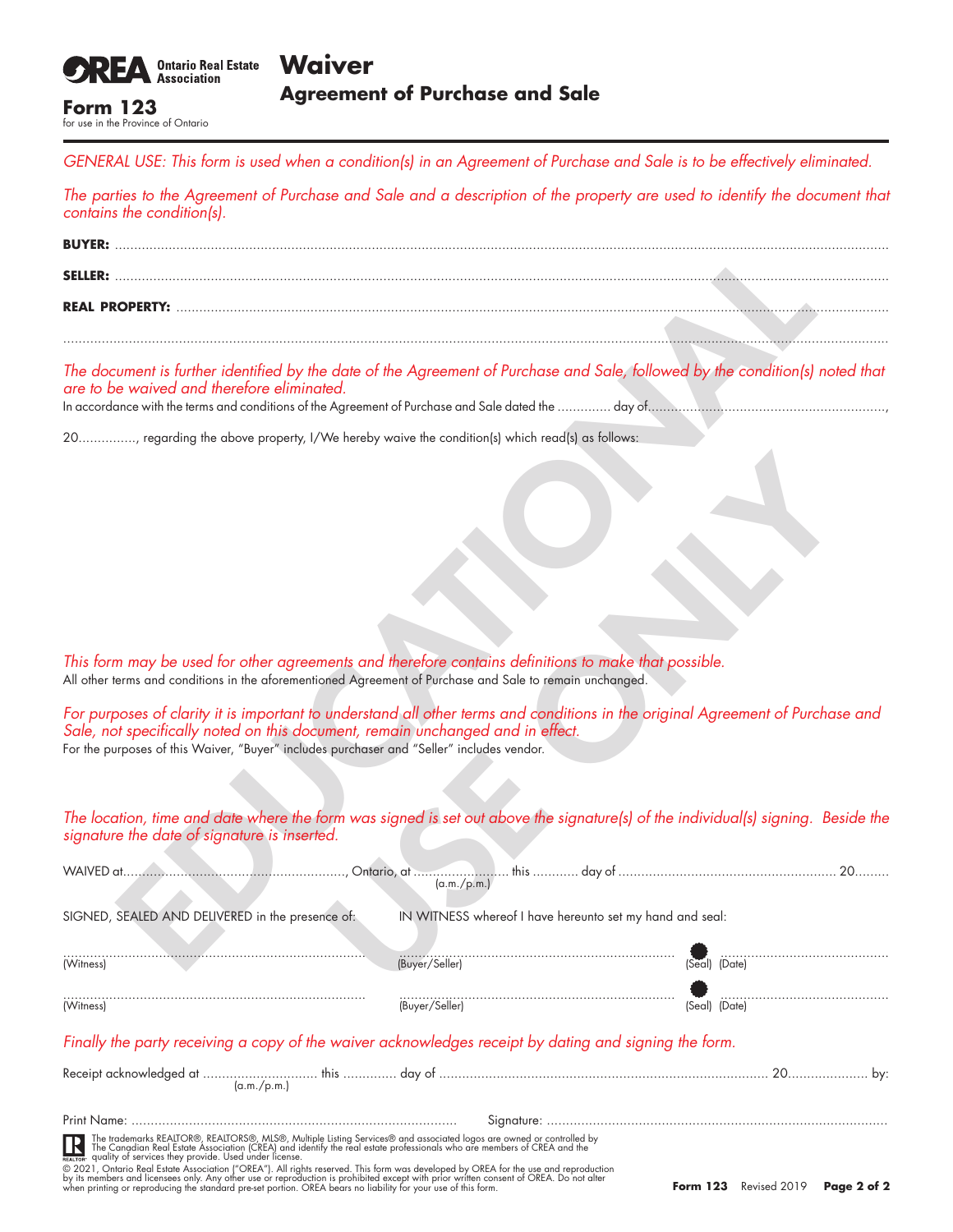**Ontario Real Estate Association**

**Form 123**
for use in the Province of Ontario

# Waiver
## Agreement of Purchase and Sale

*GENERAL USE: This form is used when a condition(s) in an Agreement of Purchase and Sale is to be effectively eliminated.*

*The parties to the Agreement of Purchase and Sale and a description of the property are used to identify the document that contains the condition(s).*

**BUYER:** ..................................................................................................................................................................

**SELLER:** ..................................................................................................................................................................

**REAL PROPERTY:** ..................................................................................................................................................................

..................................................................................................................................................................

*The document is further identified by the date of the Agreement of Purchase and Sale, followed by the condition(s) noted that are to be waived and therefore eliminated.*

In accordance with the terms and conditions of the Agreement of Purchase and Sale dated the ............. day of..............................................................,

20..............., regarding the above property, I/We hereby waive the condition(s) which read(s) as follows:

*This form may be used for other agreements and therefore contains definitions to make that possible.*

All other terms and conditions in the aforementioned Agreement of Purchase and Sale to remain unchanged.

*For purposes of clarity it is important to understand all other terms and conditions in the original Agreement of Purchase and Sale, not specifically noted on this document, remain unchanged and in effect.*

For the purposes of this Waiver, "Buyer" includes purchaser and "Seller" includes vendor.

*The location, time and date where the form was signed is set out above the signature(s) of the individual(s) signing. Beside the signature the date of signature is inserted.*

WAIVED at.........................................................., Ontario, at ........................ (a.m./p.m.) this ........... day of ........................................................ 20.........

SIGNED, SEALED AND DELIVERED in the presence of: IN WITNESS whereof I have hereunto set my hand and seal:

| | | | |
|---|---|---|---|
| ............................................ (Witness) | ............................................ (Buyer/Seller) | (Seal) | ........................ (Date) |
| ............................................ (Witness) | ............................................ (Buyer/Seller) | (Seal) | ........................ (Date) |

*Finally the party receiving a copy of the waiver acknowledges receipt by dating and signing the form.*

Receipt acknowledged at .............................. (a.m./p.m.) this ............. day of ...................................................................................... 20.................... by:

Print Name: .................................................................................... Signature: ........................................................................................

The trademarks REALTOR®, REALTORS®, MLS®, Multiple Listing Services® and associated logos are owned or controlled by The Canadian Real Estate Association (CREA) and identify the real estate professionals who are members of CREA and the quality of services they provide. Used under license.

© 2021, Ontario Real Estate Association ("OREA"). All rights reserved. This form was developed by OREA for the use and reproduction by its members and licensees only. Any other use or reproduction is prohibited except with prior written consent of OREA. Do not alter when printing or reproducing the standard pre-set portion. OREA bears no liability for your use of this form.

**Form 123** Revised 2019